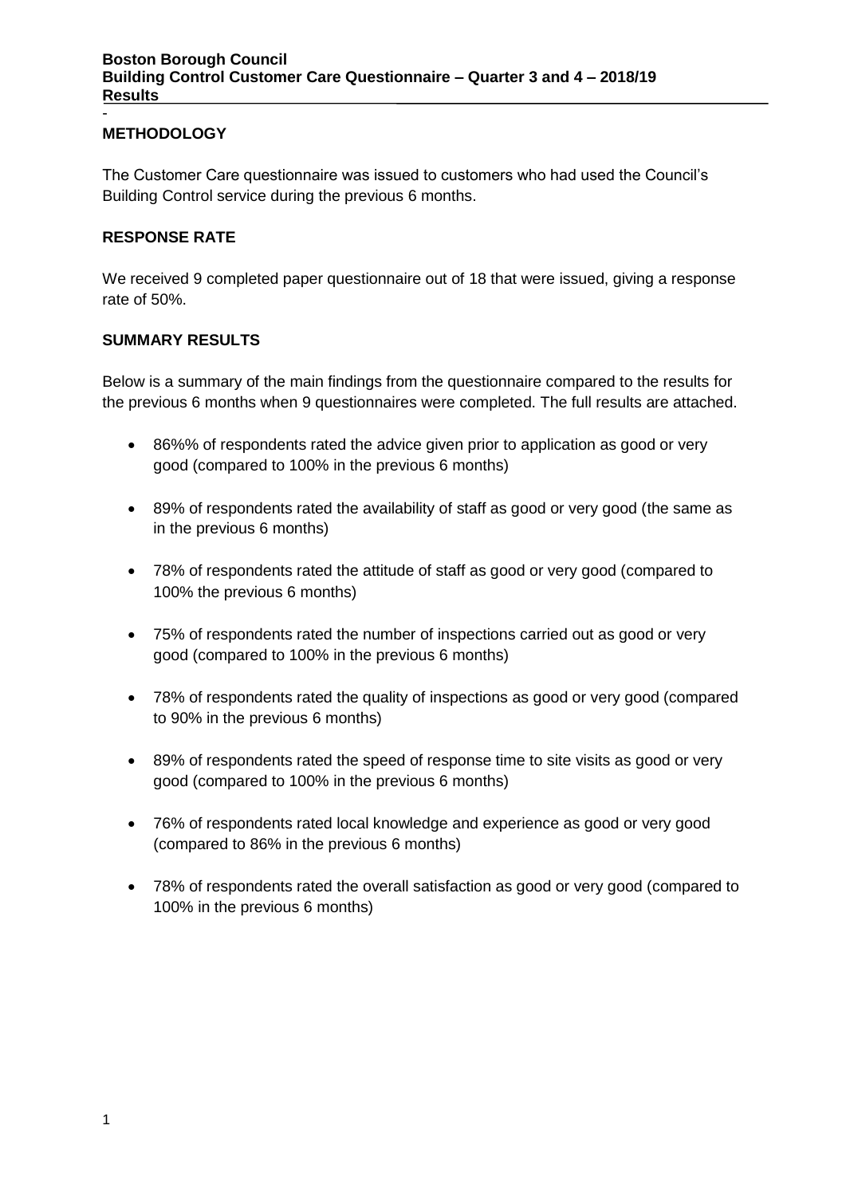**Boston Borough Council**
**Building Control Customer Care Questionnaire – Quarter 3 and 4 – 2018/19**
**Results**

-

## METHODOLOGY

The Customer Care questionnaire was issued to customers who had used the Council's Building Control service during the previous 6 months.

## RESPONSE RATE

We received 9 completed paper questionnaire out of 18 that were issued, giving a response rate of 50%.

## SUMMARY RESULTS

Below is a summary of the main findings from the questionnaire compared to the results for the previous 6 months when 9 questionnaires were completed. The full results are attached.

- 86%% of respondents rated the advice given prior to application as good or very good (compared to 100% in the previous 6 months)
- 89% of respondents rated the availability of staff as good or very good (the same as in the previous 6 months)
- 78% of respondents rated the attitude of staff as good or very good (compared to 100% the previous 6 months)
- 75% of respondents rated the number of inspections carried out as good or very good (compared to 100% in the previous 6 months)
- 78% of respondents rated the quality of inspections as good or very good (compared to 90% in the previous 6 months)
- 89% of respondents rated the speed of response time to site visits as good or very good (compared to 100% in the previous 6 months)
- 76% of respondents rated local knowledge and experience as good or very good (compared to 86% in the previous 6 months)
- 78% of respondents rated the overall satisfaction as good or very good (compared to 100% in the previous 6 months)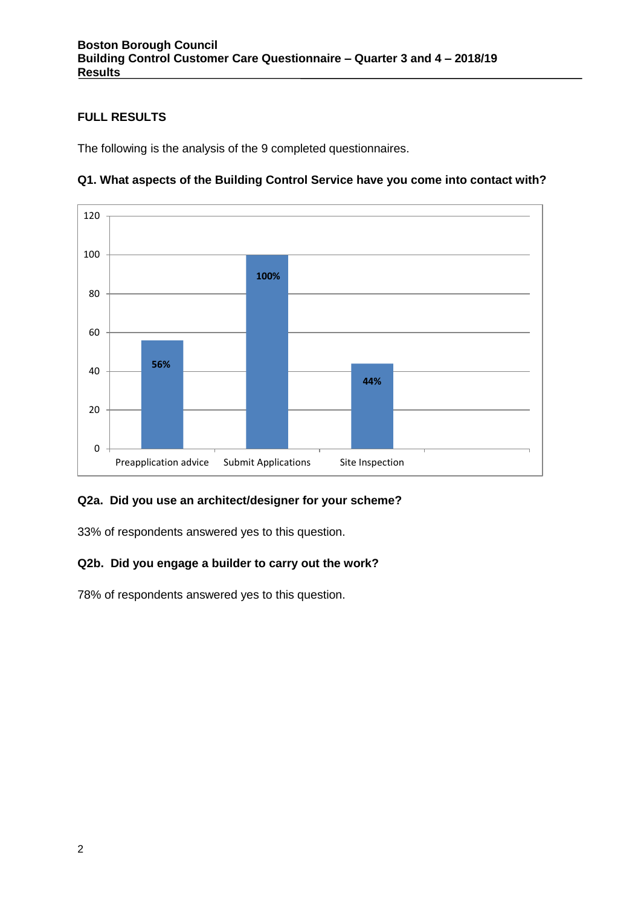## FULL RESULTS

The following is the analysis of the 9 completed questionnaires.

### Q1. What aspects of the Building Control Service have you come into contact with?

| Aspect | Percentage |
|---|---|
| Preapplication advice | 56% |
| Submit Applications | 100% |
| Site Inspection | 44% |

### Q2a. Did you use an architect/designer for your scheme?

33% of respondents answered yes to this question.

### Q2b. Did you engage a builder to carry out the work?

78% of respondents answered yes to this question.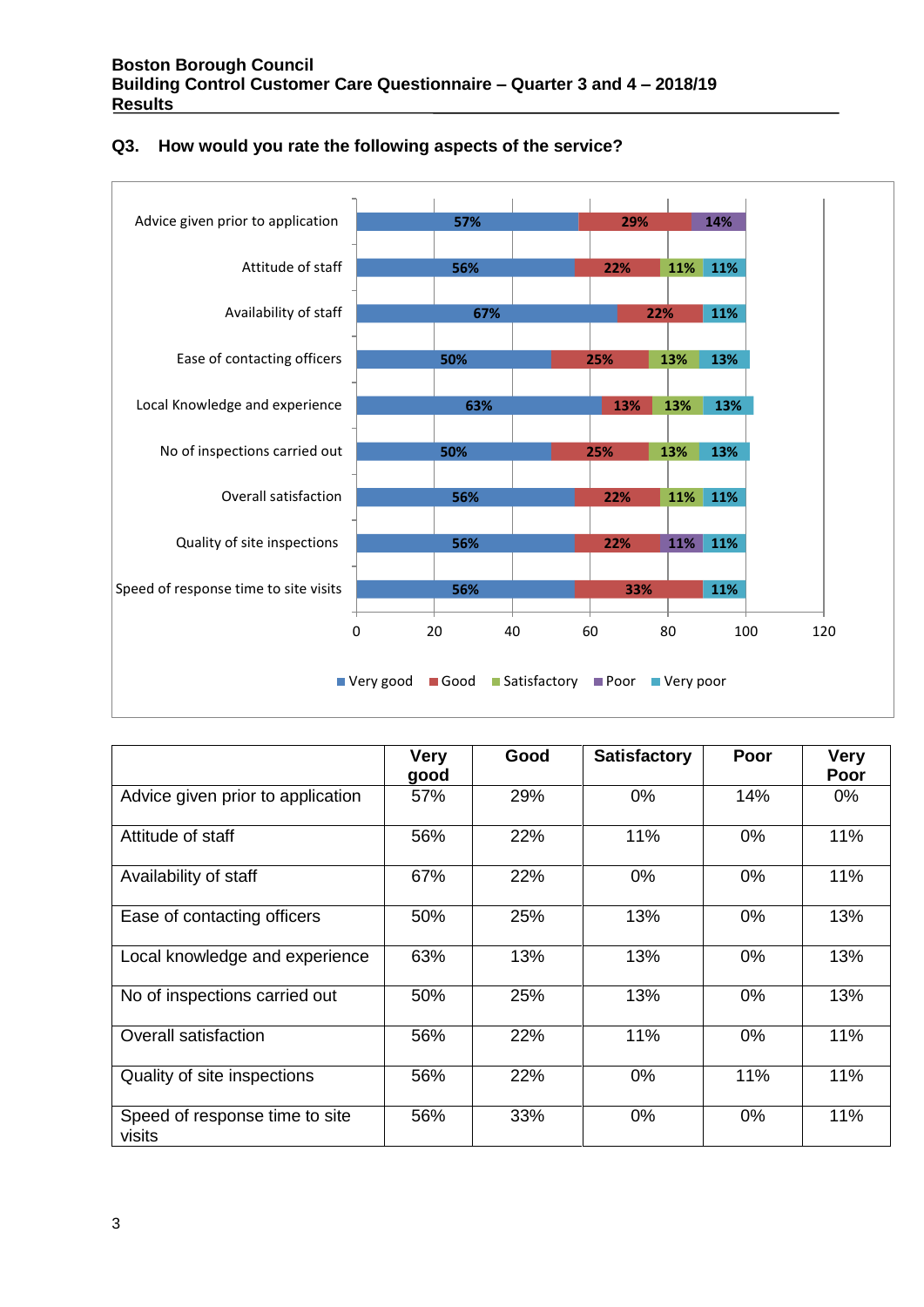**Boston Borough Council**
**Building Control Customer Care Questionnaire – Quarter 3 and 4 – 2018/19**
**Results**

### Q3. How would you rate the following aspects of the service?

| | Very good | Good | Satisfactory | Poor | Very Poor |
|---|---|---|---|---|---|
| Advice given prior to application | 57% | 29% | 0% | 14% | 0% |
| Attitude of staff | 56% | 22% | 11% | 0% | 11% |
| Availability of staff | 67% | 22% | 0% | 0% | 11% |
| Ease of contacting officers | 50% | 25% | 13% | 0% | 13% |
| Local knowledge and experience | 63% | 13% | 13% | 0% | 13% |
| No of inspections carried out | 50% | 25% | 13% | 0% | 13% |
| Overall satisfaction | 56% | 22% | 11% | 0% | 11% |
| Quality of site inspections | 56% | 22% | 0% | 11% | 11% |
| Speed of response time to site visits | 56% | 33% | 0% | 0% | 11% |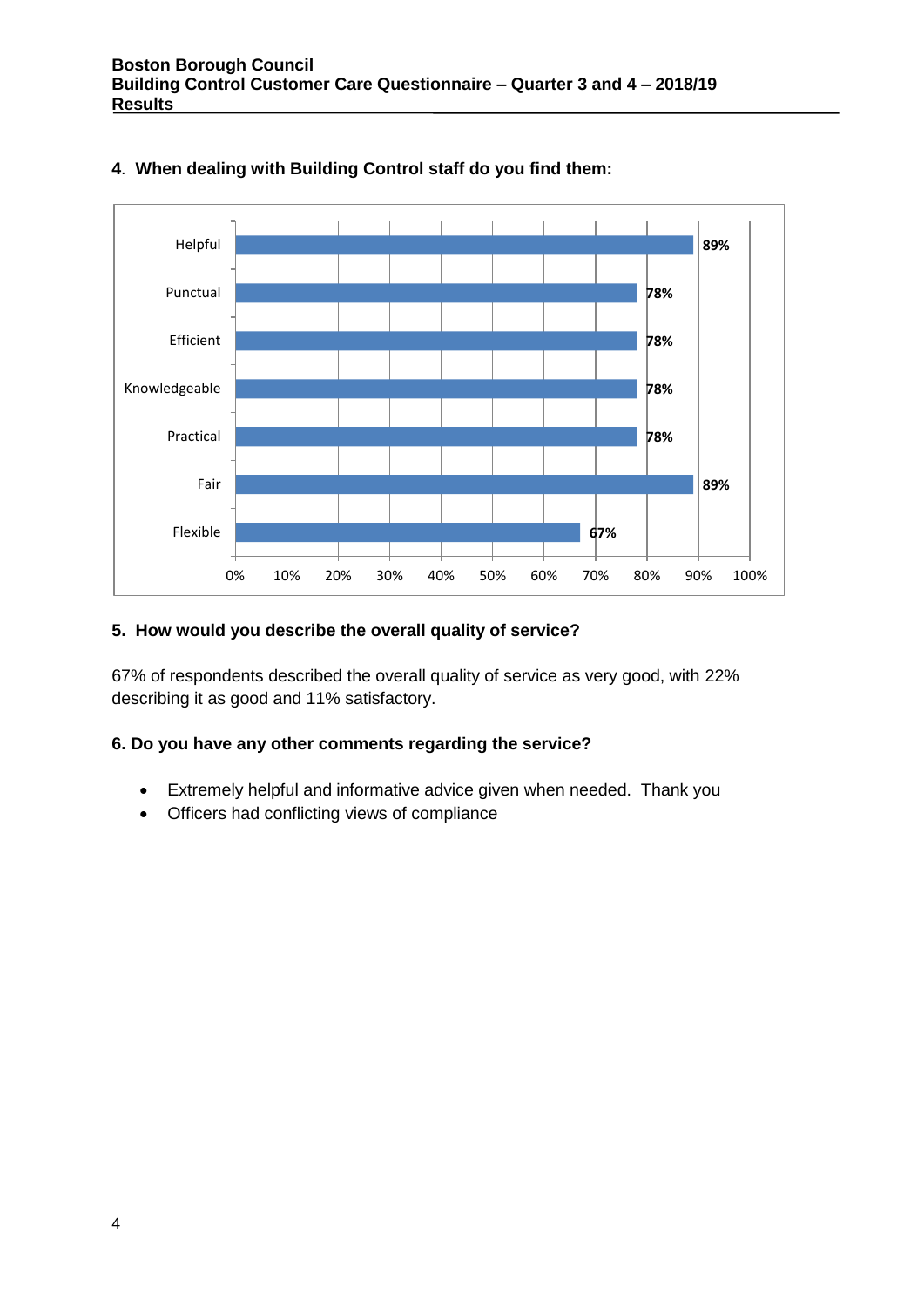## 4. When dealing with Building Control staff do you find them:

Helpful
Punctual
Efficient
Knowledgeable
Practical
Fair
Flexible

89%
78%
78%
78%
78%
89%
67%

0% 10% 20% 30% 40% 50% 60% 70% 80% 90% 100%

## 5. How would you describe the overall quality of service?

67% of respondents described the overall quality of service as very good, with 22% describing it as good and 11% satisfactory.

## 6. Do you have any other comments regarding the service?

- Extremely helpful and informative advice given when needed. Thank you
- Officers had conflicting views of compliance